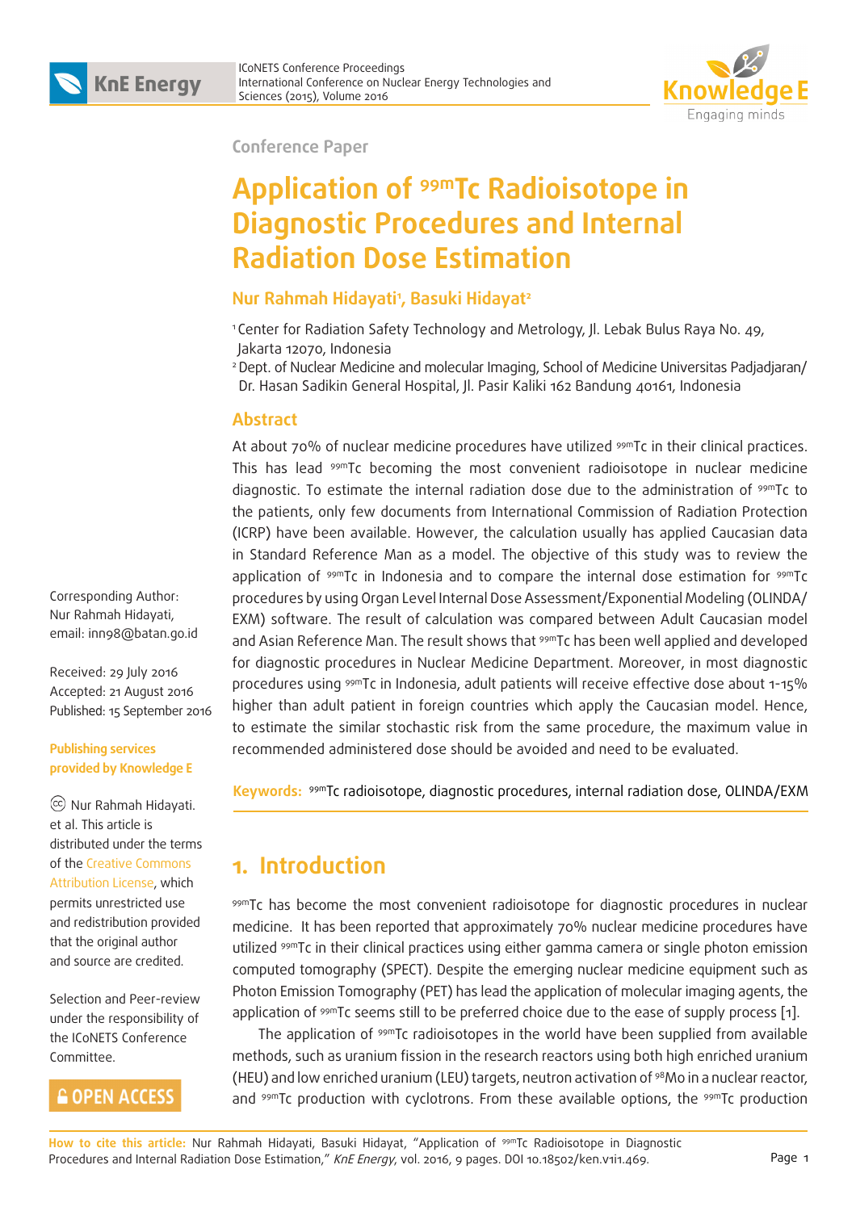Conference Paper

# Application of $^{99m}$Tc Radioisotope in Diagnostic Procedures and Internal Radiation Dose Estimation

**Nur Rahmah Hidayati[1], Basuki Hidayat[2]**

[1] Center for Radiation Safety Technology and Metrology, Jl. Lebak Bulus Raya No. 49, Jakarta 12070, Indonesia

[2] Dept. of Nuclear Medicine and molecular Imaging, School of Medicine Universitas Padjadjaran/ Dr. Hasan Sadikin General Hospital, Jl. Pasir Kaliki 162 Bandung 40161, Indonesia

Corresponding Author: Nur Rahmah Hidayati, email: inn98@batan.go.id

Received: 29 July 2016
Accepted: 21 August 2016
Published: 15 September 2016

**Publishing services provided by Knowledge E**

Nur Rahmah Hidayati. et al. This article is distributed under the terms of the Creative Commons Attribution License, which permits unrestricted use and redistribution provided that the original author and source are credited.

Selection and Peer-review under the responsibility of the ICoNETS Conference Committee.

OPEN ACCESS

## Abstract

At about 70% of nuclear medicine procedures have utilized $^{99m}$Tc in their clinical practices. This has lead $^{99m}$Tc becoming the most convenient radioisotope in nuclear medicine diagnostic. To estimate the internal radiation dose due to the administration of $^{99m}$Tc to the patients, only few documents from International Commission of Radiation Protection (ICRP) have been available. However, the calculation usually has applied Caucasian data in Standard Reference Man as a model. The objective of this study was to review the application of $^{99m}$Tc in Indonesia and to compare the internal dose estimation for $^{99m}$Tc procedures by using Organ Level Internal Dose Assessment/Exponential Modeling (OLINDA/EXM) software. The result of calculation was compared between Adult Caucasian model and Asian Reference Man. The result shows that $^{99m}$Tc has been well applied and developed for diagnostic procedures in Nuclear Medicine Department. Moreover, in most diagnostic procedures using $^{99m}$Tc in Indonesia, adult patients will receive effective dose about 1-15% higher than adult patient in foreign countries which apply the Caucasian model. Hence, to estimate the similar stochastic risk from the same procedure, the maximum value in recommended administered dose should be avoided and need to be evaluated.

**Keywords:** $^{99m}$Tc radioisotope, diagnostic procedures, internal radiation dose, OLINDA/EXM

## 1. Introduction

$^{99m}$Tc has become the most convenient radioisotope for diagnostic procedures in nuclear medicine. It has been reported that approximately 70% nuclear medicine procedures have utilized $^{99m}$Tc in their clinical practices using either gamma camera or single photon emission computed tomography (SPECT). Despite the emerging nuclear medicine equipment such as Photon Emission Tomography (PET) has lead the application of molecular imaging agents, the application of $^{99m}$Tc seems still to be preferred choice due to the ease of supply process [1].

The application of $^{99m}$Tc radioisotopes in the world have been supplied from available methods, such as uranium fission in the research reactors using both high enriched uranium (HEU) and low enriched uranium (LEU) targets, neutron activation of $^{98}$Mo in a nuclear reactor, and $^{99m}$Tc production with cyclotrons. From these available options, the $^{99m}$Tc production

**How to cite this article:** Nur Rahmah Hidayati, Basuki Hidayat, "Application of $^{99m}$Tc Radioisotope in Diagnostic Procedures and Internal Radiation Dose Estimation," *KnE Energy*, vol. 2016, 9 pages. DOI 10.18502/ken.v1i1.469.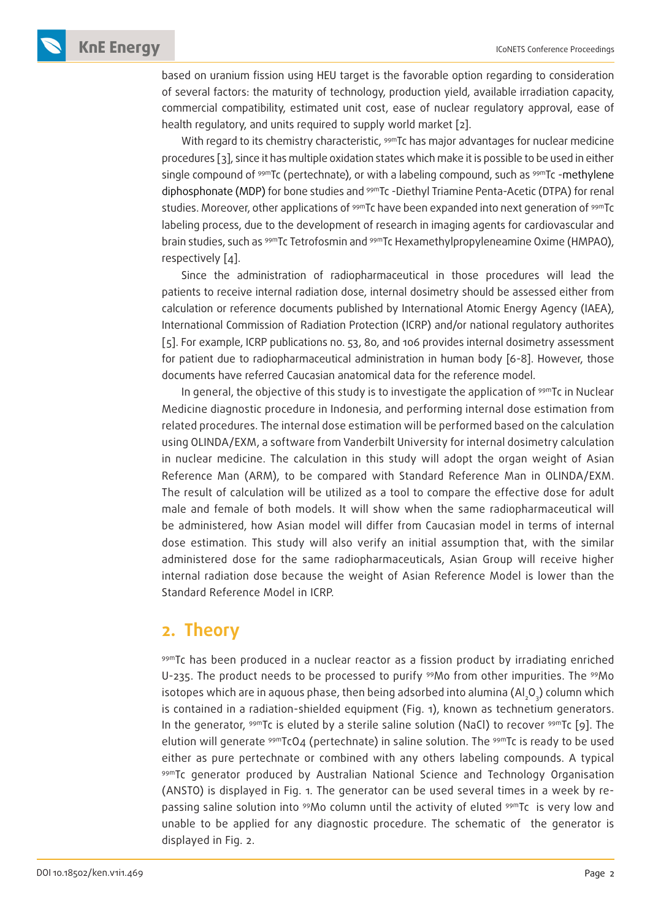based on uranium fission using HEU target is the favorable option regarding to consideration of several factors: the maturity of technology, production yield, available irradiation capacity, commercial compatibility, estimated unit cost, ease of nuclear regulatory approval, ease of health regulatory, and units required to supply world market [2].

With regard to its chemistry characteristic, $^{99m}$Tc has major advantages for nuclear medicine procedures [3], since it has multiple oxidation states which make it is possible to be used in either single compound of $^{99m}$Tc (pertechnate), or with a labeling compound, such as $^{99m}$Tc -methylene diphosphonate (MDP) for bone studies and $^{99m}$Tc -Diethyl Triamine Penta-Acetic (DTPA) for renal studies. Moreover, other applications of $^{99m}$Tc have been expanded into next generation of $^{99m}$Tc labeling process, due to the development of research in imaging agents for cardiovascular and brain studies, such as $^{99m}$Tc Tetrofosmin and $^{99m}$Tc Hexamethylpropyleneamine Oxime (HMPAO), respectively [4].

Since the administration of radiopharmaceutical in those procedures will lead the patients to receive internal radiation dose, internal dosimetry should be assessed either from calculation or reference documents published by International Atomic Energy Agency (IAEA), International Commission of Radiation Protection (ICRP) and/or national regulatory authorites [5]. For example, ICRP publications no. 53, 80, and 106 provides internal dosimetry assessment for patient due to radiopharmaceutical administration in human body [6-8]. However, those documents have referred Caucasian anatomical data for the reference model.

In general, the objective of this study is to investigate the application of $^{99m}$Tc in Nuclear Medicine diagnostic procedure in Indonesia, and performing internal dose estimation from related procedures. The internal dose estimation will be performed based on the calculation using OLINDA/EXM, a software from Vanderbilt University for internal dosimetry calculation in nuclear medicine. The calculation in this study will adopt the organ weight of Asian Reference Man (ARM), to be compared with Standard Reference Man in OLINDA/EXM. The result of calculation will be utilized as a tool to compare the effective dose for adult male and female of both models. It will show when the same radiopharmaceutical will be administered, how Asian model will differ from Caucasian model in terms of internal dose estimation. This study will also verify an initial assumption that, with the similar administered dose for the same radiopharmaceuticals, Asian Group will receive higher internal radiation dose because the weight of Asian Reference Model is lower than the Standard Reference Model in ICRP.

## 2. Theory

$^{99m}$Tc has been produced in a nuclear reactor as a fission product by irradiating enriched U-235. The product needs to be processed to purify $^{99}$Mo from other impurities. The $^{99}$Mo isotopes which are in aquous phase, then being adsorbed into alumina ($Al_2O_3$) column which is contained in a radiation-shielded equipment (Fig. 1), known as technetium generators. In the generator, $^{99m}$Tc is eluted by a sterile saline solution (NaCl) to recover $^{99m}$Tc [9]. The elution will generate $^{99m}TcO_4$ (pertechnate) in saline solution. The $^{99m}$Tc is ready to be used either as pure pertechnate or combined with any others labeling compounds. A typical $^{99m}$Tc generator produced by Australian National Science and Technology Organisation (ANSTO) is displayed in Fig. 1. The generator can be used several times in a week by re-passing saline solution into $^{99}$Mo column until the activity of eluted $^{99m}$Tc is very low and unable to be applied for any diagnostic procedure. The schematic of the generator is displayed in Fig. 2.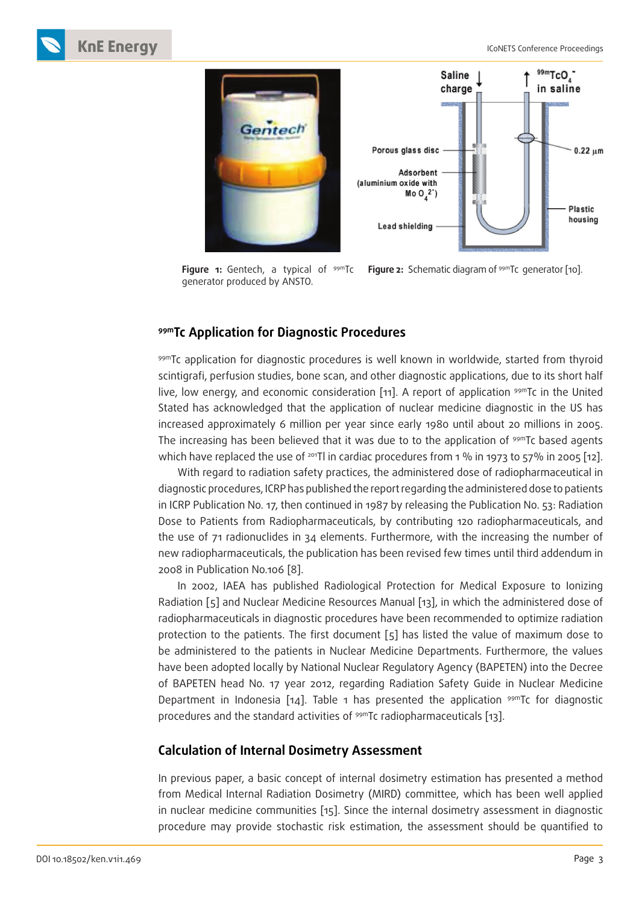Figure 1: Gentech, a typical of $^{99m}$Tc generator produced by ANSTO.

Figure 2: Schematic diagram of $^{99m}$Tc generator [10].

## $^{99m}$Tc Application for Diagnostic Procedures

$^{99m}$Tc application for diagnostic procedures is well known in worldwide, started from thyroid scintigrafi, perfusion studies, bone scan, and other diagnostic applications, due to its short half live, low energy, and economic consideration [11]. A report of application $^{99m}$Tc in the United Stated has acknowledged that the application of nuclear medicine diagnostic in the US has increased approximately 6 million per year since early 1980 until about 20 millions in 2005. The increasing has been believed that it was due to the application of $^{99m}$Tc based agents which have replaced the use of $^{201}$Tl in cardiac procedures from 1 % in 1973 to 57% in 2005 [12].

With regard to radiation safety practices, the administered dose of radiopharmaceutical in diagnostic procedures, ICRP has published the report regarding the administered dose to patients in ICRP Publication No. 17, then continued in 1987 by releasing the Publication No. 53: Radiation Dose to Patients from Radiopharmaceuticals, by contributing 120 radiopharmaceuticals, and the use of 71 radionuclides in 34 elements. Furthermore, with the increasing the number of new radiopharmaceuticals, the publication has been revised few times until third addendum in 2008 in Publication No.106 [8].

In 2002, IAEA has published Radiological Protection for Medical Exposure to Ionizing Radiation [5] and Nuclear Medicine Resources Manual [13], in which the administered dose of radiopharmaceuticals in diagnostic procedures have been recommended to optimize radiation protection to the patients. The first document [5] has listed the value of maximum dose to be administered to the patients in Nuclear Medicine Departments. Furthermore, the values have been adopted locally by National Nuclear Regulatory Agency (BAPETEN) into the Decree of BAPETEN head No. 17 year 2012, regarding Radiation Safety Guide in Nuclear Medicine Department in Indonesia [14]. Table 1 has presented the application $^{99m}$Tc for diagnostic procedures and the standard activities of $^{99m}$Tc radiopharmaceuticals [13].

## Calculation of Internal Dosimetry Assessment

In previous paper, a basic concept of internal dosimetry estimation has presented a method from Medical Internal Radiation Dosimetry (MIRD) committee, which has been well applied in nuclear medicine communities [15]. Since the internal dosimetry assessment in diagnostic procedure may provide stochastic risk estimation, the assessment should be quantified to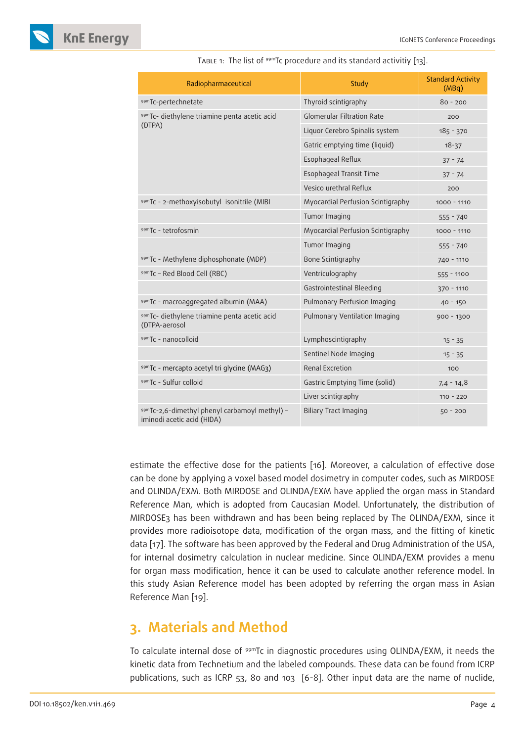Table 1: The list of $^{99m}$Tc procedure and its standard activitiy [13].

| Radiopharmaceutical | Study | Standard Activity (MBq) |
|---|---|---|
| $^{99m}$Tc-pertechnetate | Thyroid scintigraphy | 80 - 200 |
| $^{99m}$Tc- diethylene triamine penta acetic acid (DTPA) | Glomerular Filtration Rate | 200 |
| | Liquor Cerebro Spinalis system | 185 - 370 |
| | Gatric emptying time (liquid) | 18-37 |
| | Esophageal Reflux | 37 - 74 |
| | Esophageal Transit Time | 37 - 74 |
| | Vesico urethral Reflux | 200 |
| $^{99m}$Tc - 2-methoxyisobutyl isonitrile (MIBI | Myocardial Perfusion Scintigraphy | 1000 - 1110 |
| | Tumor Imaging | 555 - 740 |
| $^{99m}$Tc - tetrofosmin | Myocardial Perfusion Scintigraphy | 1000 - 1110 |
| | Tumor Imaging | 555 - 740 |
| $^{99m}$Tc - Methylene diphosphonate (MDP) | Bone Scintigraphy | 740 - 1110 |
| $^{99m}$Tc – Red Blood Cell (RBC) | Ventriculography | 555 - 1100 |
| | Gastrointestinal Bleeding | 370 - 1110 |
| $^{99m}$Tc - macroaggregated albumin (MAA) | Pulmonary Perfusion Imaging | 40 - 150 |
| $^{99m}$Tc- diethylene triamine penta acetic acid (DTPA-aerosol | Pulmonary Ventilation Imaging | 900 - 1300 |
| $^{99m}$Tc - nanocolloid | Lymphoscintigraphy | 15 - 35 |
| | Sentinel Node Imaging | 15 - 35 |
| $^{99m}$Tc - mercapto acetyl tri glycine (MAG3) | Renal Excretion | 100 |
| $^{99m}$Tc - Sulfur colloid | Gastric Emptying Time (solid) | 7,4 - 14,8 |
| | Liver scintigraphy | 110 - 220 |
| $^{99m}$Tc-2,6-dimethyl phenyl carbamoyl methyl) – iminodi acetic acid (HIDA) | Biliary Tract Imaging | 50 - 200 |

estimate the effective dose for the patients [16]. Moreover, a calculation of effective dose can be done by applying a voxel based model dosimetry in computer codes, such as MIRDOSE and OLINDA/EXM. Both MIRDOSE and OLINDA/EXM have applied the organ mass in Standard Reference Man, which is adopted from Caucasian Model. Unfortunately, the distribution of MIRDOSE3 has been withdrawn and has being replaced by The OLINDA/EXM, since it provides more radioisotope data, modification of the organ mass, and the fitting of kinetic data [17]. The software has been approved by the Federal and Drug Administration of the USA, for internal dosimetry calculation in nuclear medicine. Since OLINDA/EXM provides a menu for organ mass modification, hence it can be used to calculate another reference model. In this study Asian Reference model has been adopted by referring the organ mass in Asian Reference Man [19].

## 3. Materials and Method

To calculate internal dose of $^{99m}$Tc in diagnostic procedures using OLINDA/EXM, it needs the kinetic data from Technetium and the labeled compounds. These data can be found from ICRP publications, such as ICRP 53, 80 and 103 [6-8]. Other input data are the name of nuclide,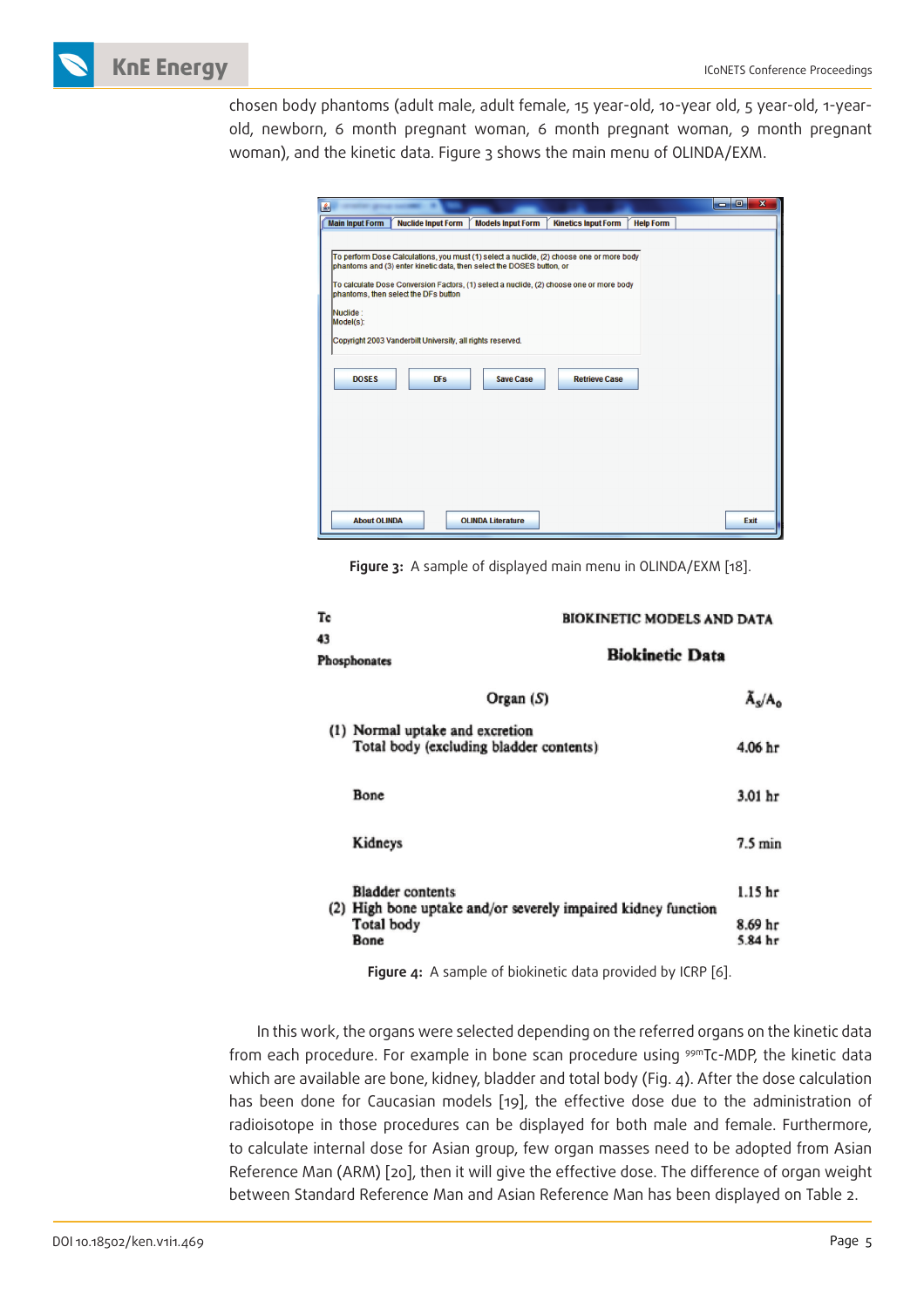chosen body phantoms (adult male, adult female, 15 year-old, 10-year old, 5 year-old, 1-year-old, newborn, 6 month pregnant woman, 6 month pregnant woman, 9 month pregnant woman), and the kinetic data. Figure 3 shows the main menu of OLINDA/EXM.

Figure 3: A sample of displayed main menu in OLINDA/EXM [18].

Figure 4: A sample of biokinetic data provided by ICRP [6].

In this work, the organs were selected depending on the referred organs on the kinetic data from each procedure. For example in bone scan procedure using $^{99m}$Tc-MDP, the kinetic data which are available are bone, kidney, bladder and total body (Fig. 4). After the dose calculation has been done for Caucasian models [19], the effective dose due to the administration of radioisotope in those procedures can be displayed for both male and female. Furthermore, to calculate internal dose for Asian group, few organ masses need to be adopted from Asian Reference Man (ARM) [20], then it will give the effective dose. The difference of organ weight between Standard Reference Man and Asian Reference Man has been displayed on Table 2.